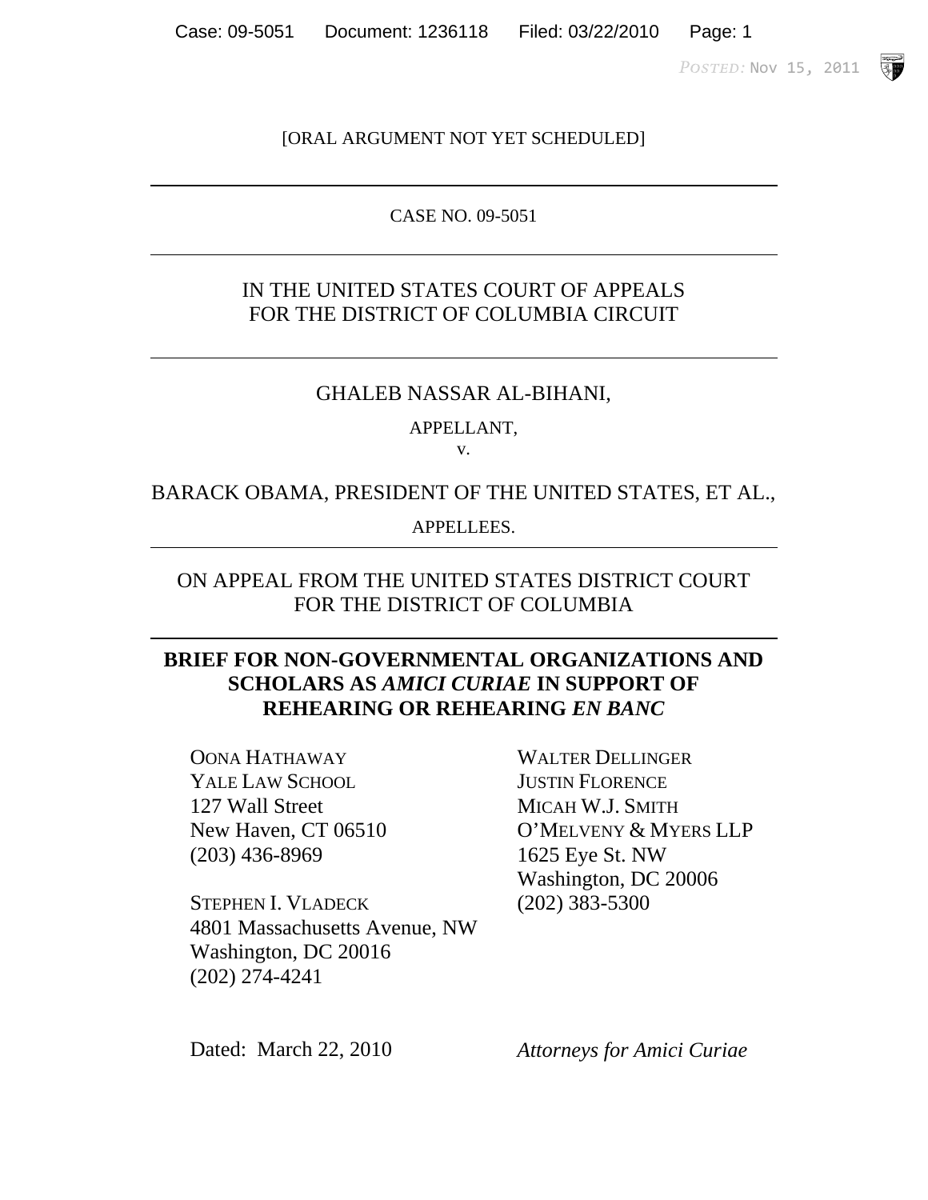[ORAL ARGUMENT NOT YET SCHEDULED]

---

CASE NO. 09-5051

---

IN THE UNITED STATES COURT OF APPEALS
FOR THE DISTRICT OF COLUMBIA CIRCUIT

---

GHALEB NASSAR AL-BIHANI,

APPELLANT,

v.

BARACK OBAMA, PRESIDENT OF THE UNITED STATES, ET AL.,

APPELLEES.

---

ON APPEAL FROM THE UNITED STATES DISTRICT COURT
FOR THE DISTRICT OF COLUMBIA

---

**BRIEF FOR NON-GOVERNMENTAL ORGANIZATIONS AND SCHOLARS AS *AMICI CURIAE* IN SUPPORT OF REHEARING OR REHEARING *EN BANC***

OONA HATHAWAY
YALE LAW SCHOOL
127 Wall Street
New Haven, CT 06510
(203) 436-8969

STEPHEN I. VLADECK
4801 Massachusetts Avenue, NW
Washington, DC 20016
(202) 274-4241

WALTER DELLINGER
JUSTIN FLORENCE
MICAH W.J. SMITH
O'MELVENY & MYERS LLP
1625 Eye St. NW
Washington, DC 20006
(202) 383-5300

Dated: March 22, 2010

*Attorneys for Amici Curiae*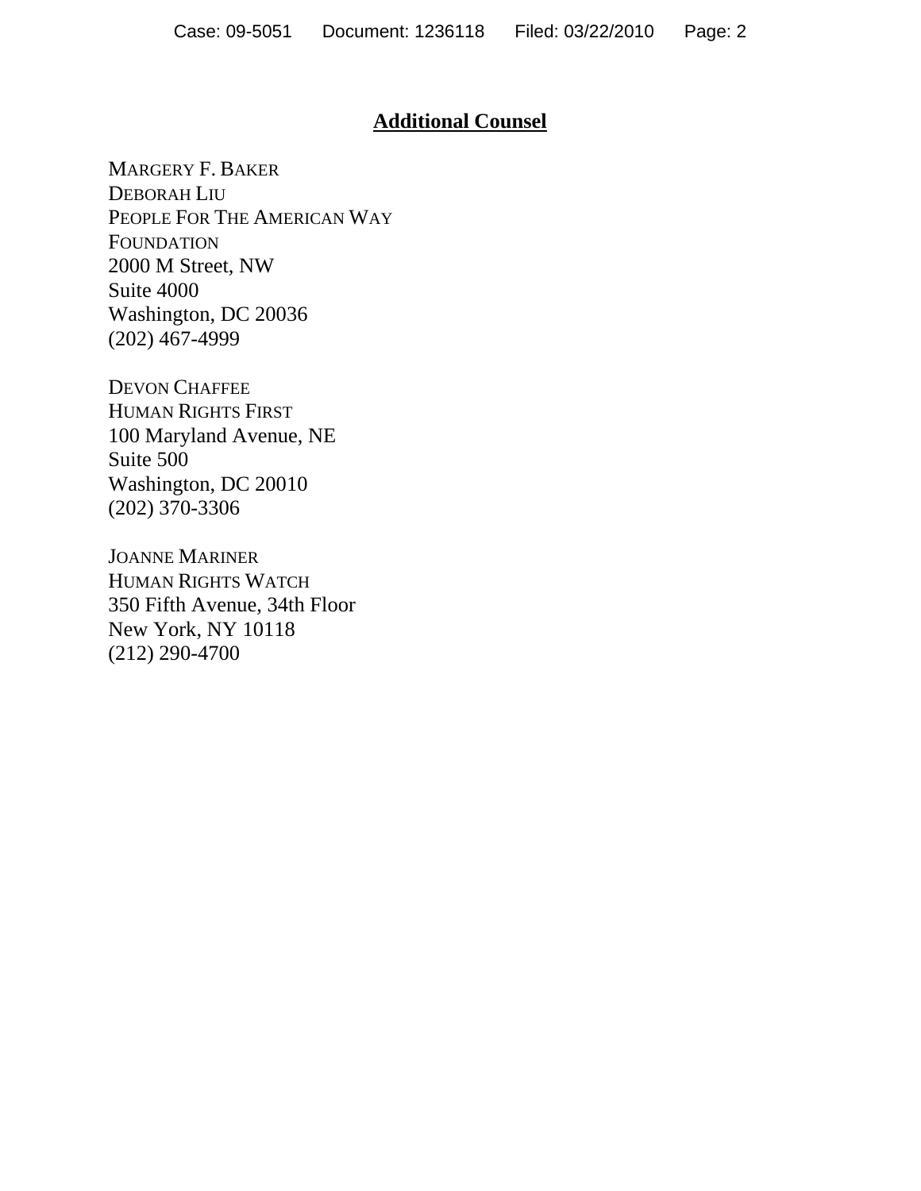## Additional Counsel

MARGERY F. BAKER
DEBORAH LIU
PEOPLE FOR THE AMERICAN WAY
FOUNDATION
2000 M Street, NW
Suite 4000
Washington, DC 20036
(202) 467-4999

DEVON CHAFFEE
HUMAN RIGHTS FIRST
100 Maryland Avenue, NE
Suite 500
Washington, DC 20010
(202) 370-3306

JOANNE MARINER
HUMAN RIGHTS WATCH
350 Fifth Avenue, 34th Floor
New York, NY 10118
(212) 290-4700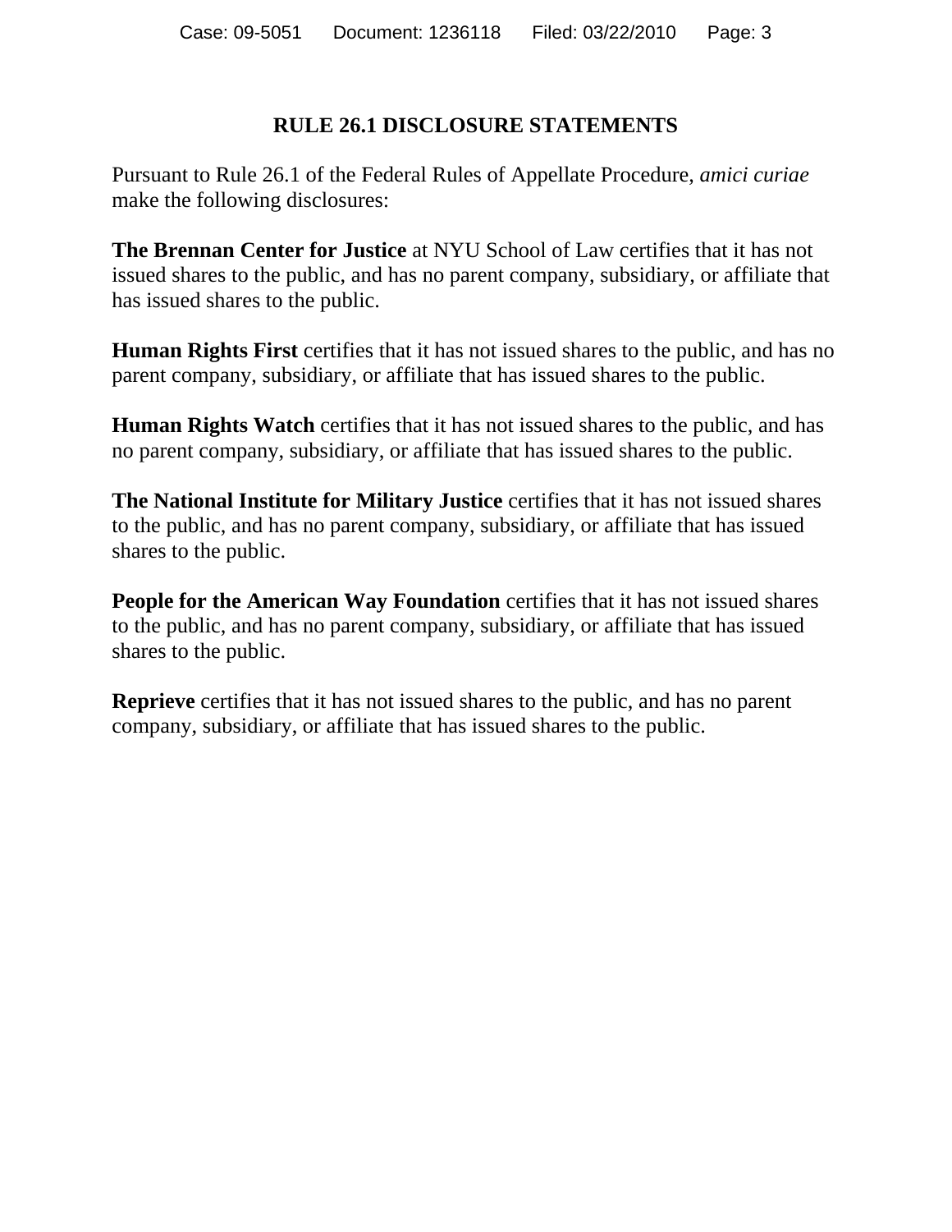## RULE 26.1 DISCLOSURE STATEMENTS

Pursuant to Rule 26.1 of the Federal Rules of Appellate Procedure, *amici curiae* make the following disclosures:

**The Brennan Center for Justice** at NYU School of Law certifies that it has not issued shares to the public, and has no parent company, subsidiary, or affiliate that has issued shares to the public.

**Human Rights First** certifies that it has not issued shares to the public, and has no parent company, subsidiary, or affiliate that has issued shares to the public.

**Human Rights Watch** certifies that it has not issued shares to the public, and has no parent company, subsidiary, or affiliate that has issued shares to the public.

**The National Institute for Military Justice** certifies that it has not issued shares to the public, and has no parent company, subsidiary, or affiliate that has issued shares to the public.

**People for the American Way Foundation** certifies that it has not issued shares to the public, and has no parent company, subsidiary, or affiliate that has issued shares to the public.

**Reprieve** certifies that it has not issued shares to the public, and has no parent company, subsidiary, or affiliate that has issued shares to the public.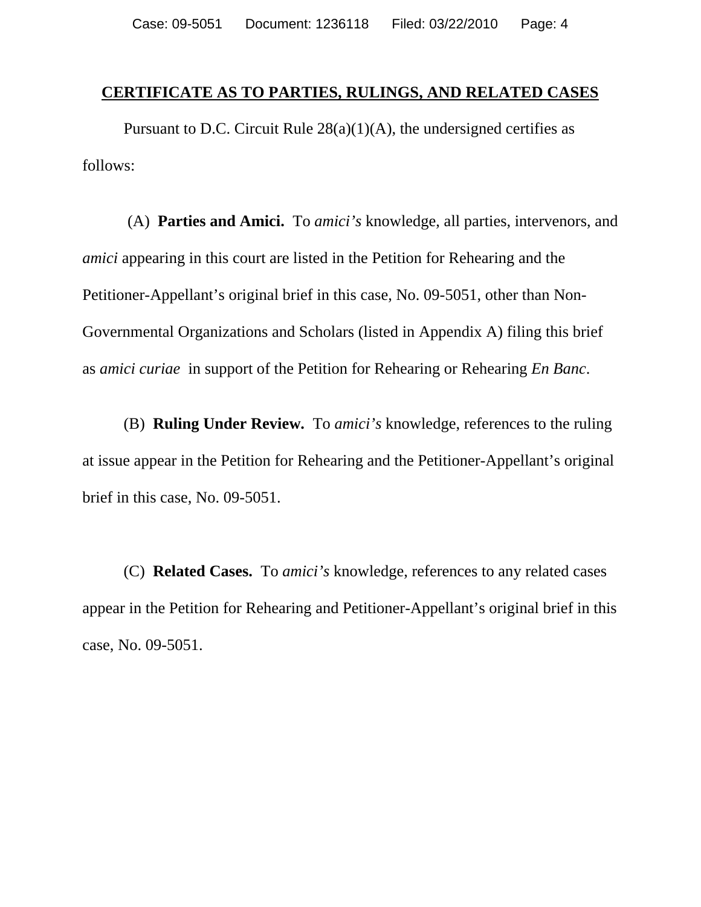# CERTIFICATE AS TO PARTIES, RULINGS, AND RELATED CASES

Pursuant to D.C. Circuit Rule 28(a)(1)(A), the undersigned certifies as follows:

(A) **Parties and Amici.** To *amici's* knowledge, all parties, intervenors, and *amici* appearing in this court are listed in the Petition for Rehearing and the Petitioner-Appellant's original brief in this case, No. 09-5051, other than Non-Governmental Organizations and Scholars (listed in Appendix A) filing this brief as *amici curiae* in support of the Petition for Rehearing or Rehearing *En Banc*.

(B) **Ruling Under Review.** To *amici's* knowledge, references to the ruling at issue appear in the Petition for Rehearing and the Petitioner-Appellant's original brief in this case, No. 09-5051.

(C) **Related Cases.** To *amici's* knowledge, references to any related cases appear in the Petition for Rehearing and Petitioner-Appellant's original brief in this case, No. 09-5051.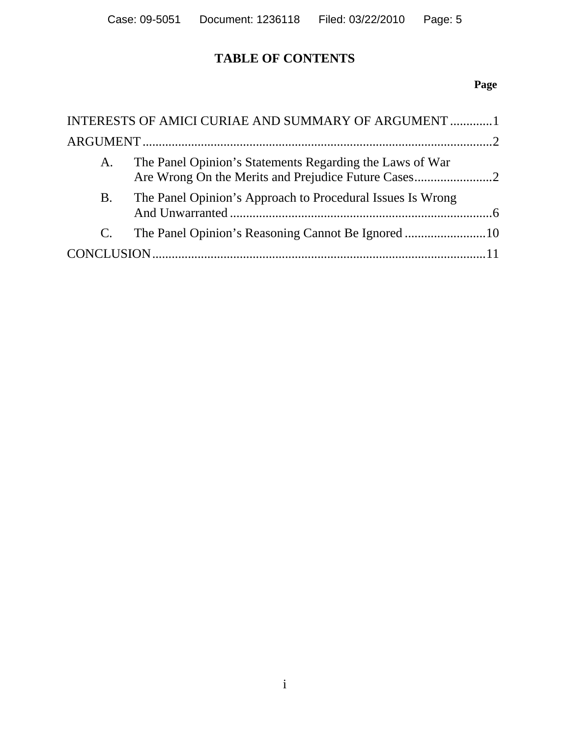# TABLE OF CONTENTS

| | Page |
|---|---|
| INTERESTS OF AMICI CURIAE AND SUMMARY OF ARGUMENT | 1 |
| ARGUMENT | 2 |
| A. The Panel Opinion's Statements Regarding the Laws of War Are Wrong On the Merits and Prejudice Future Cases | 2 |
| B. The Panel Opinion's Approach to Procedural Issues Is Wrong And Unwarranted | 6 |
| C. The Panel Opinion's Reasoning Cannot Be Ignored | 10 |
| CONCLUSION | 11 |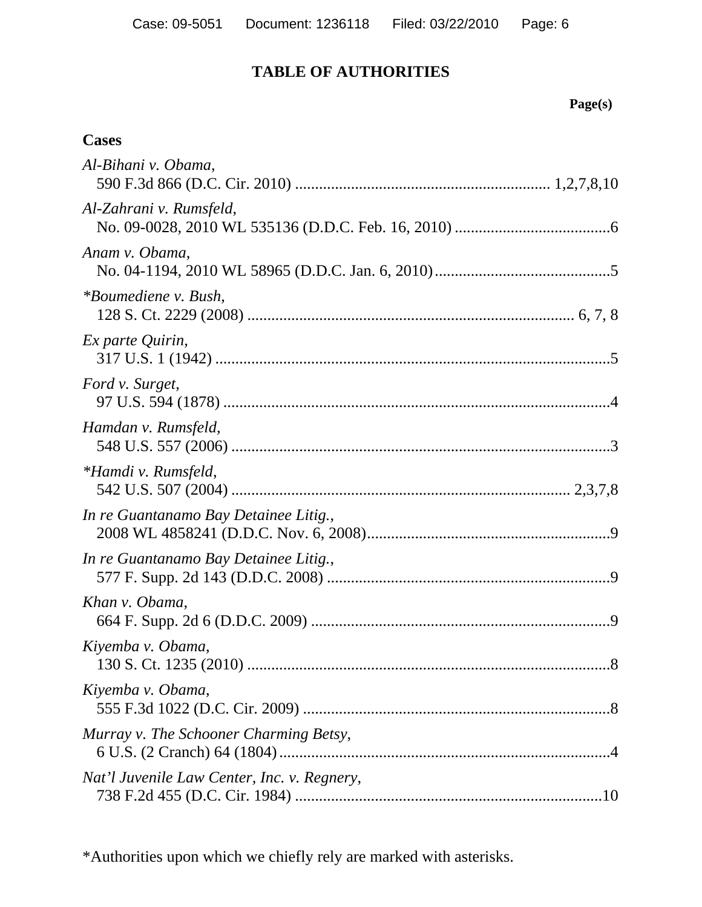# TABLE OF AUTHORITIES

**Page(s)**

## Cases

*Al-Bihani v. Obama*,
590 F.3d 866 (D.C. Cir. 2010) ............................................................... 1,2,7,8,10

*Al-Zahrani v. Rumsfeld*,
No. 09-0028, 2010 WL 535136 (D.D.C. Feb. 16, 2010) .......................................6

*Anam v. Obama*,
No. 04-1194, 2010 WL 58965 (D.D.C. Jan. 6, 2010) ............................................5

**Boumediene v. Bush*,
128 S. Ct. 2229 (2008) ................................................................................. 6, 7, 8

*Ex parte Quirin*,
317 U.S. 1 (1942) ...................................................................................................5

*Ford v. Surget*,
97 U.S. 594 (1878) .................................................................................................4

*Hamdan v. Rumsfeld*,
548 U.S. 557 (2006) ...............................................................................................3

**Hamdi v. Rumsfeld*,
542 U.S. 507 (2004) ............................................................................... 2,3,7,8

*In re Guantanamo Bay Detainee Litig.*,
2008 WL 4858241 (D.D.C. Nov. 6, 2008).............................................................9

*In re Guantanamo Bay Detainee Litig.*,
577 F. Supp. 2d 143 (D.D.C. 2008) .......................................................................9

*Khan v. Obama*,
664 F. Supp. 2d 6 (D.D.C. 2009) ...........................................................................9

*Kiyemba v. Obama*,
130 S. Ct. 1235 (2010) ...........................................................................................8

*Kiyemba v. Obama*,
555 F.3d 1022 (D.C. Cir. 2009) .............................................................................8

*Murray v. The Schooner Charming Betsy*,
6 U.S. (2 Cranch) 64 (1804)..................................................................................4

*Nat'l Juvenile Law Center, Inc. v. Regnery*,
738 F.2d 455 (D.C. Cir. 1984) .............................................................................10

*Authorities upon which we chiefly rely are marked with asterisks.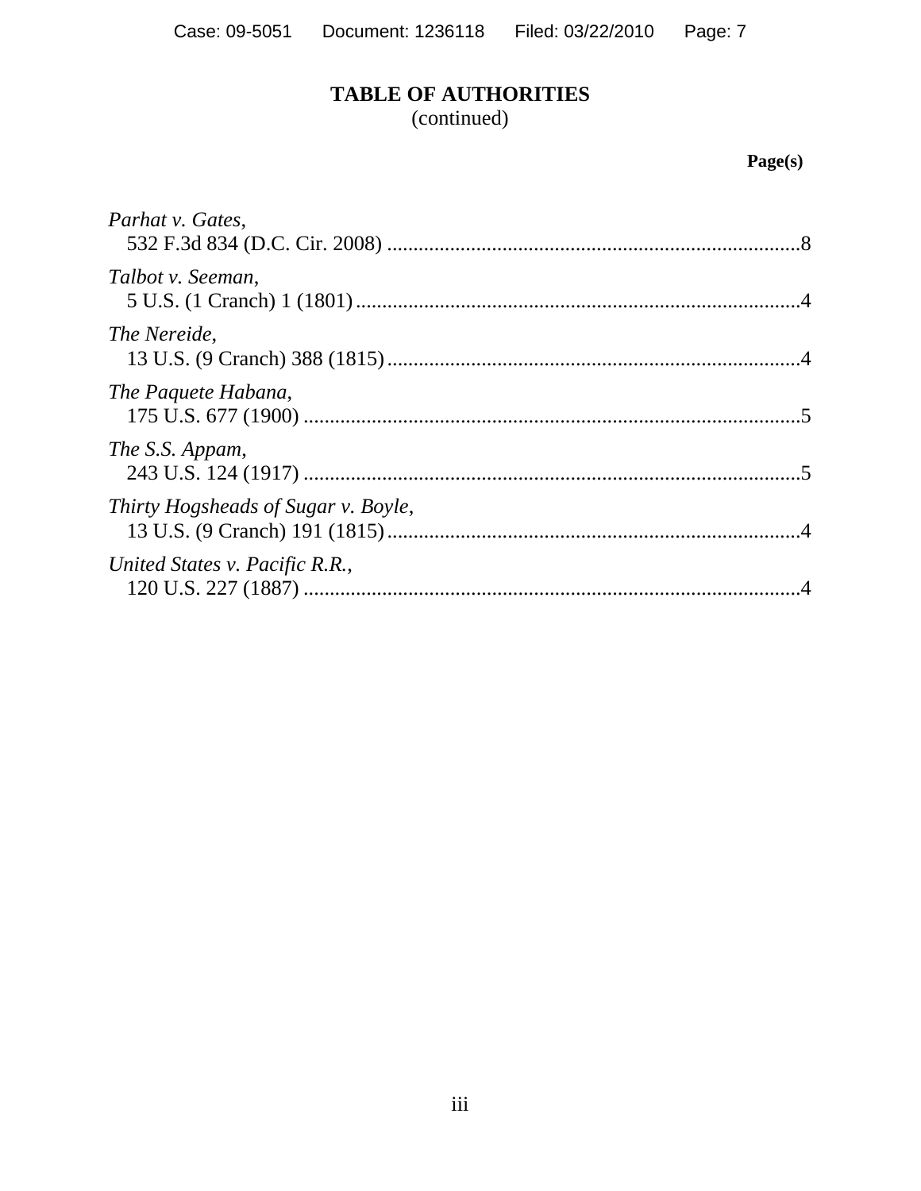# TABLE OF AUTHORITIES
(continued)

**Page(s)**

*Parhat v. Gates*,
532 F.3d 834 (D.C. Cir. 2008) ....................................................................8

*Talbot v. Seeman*,
5 U.S. (1 Cranch) 1 (1801) ..........................................................................4

*The Nereide*,
13 U.S. (9 Cranch) 388 (1815) ....................................................................4

*The Paquete Habana*,
175 U.S. 677 (1900) ....................................................................................5

*The S.S. Appam*,
243 U.S. 124 (1917) ....................................................................................5

*Thirty Hogsheads of Sugar v. Boyle*,
13 U.S. (9 Cranch) 191 (1815) ....................................................................4

*United States v. Pacific R.R.*,
120 U.S. 227 (1887) ....................................................................................4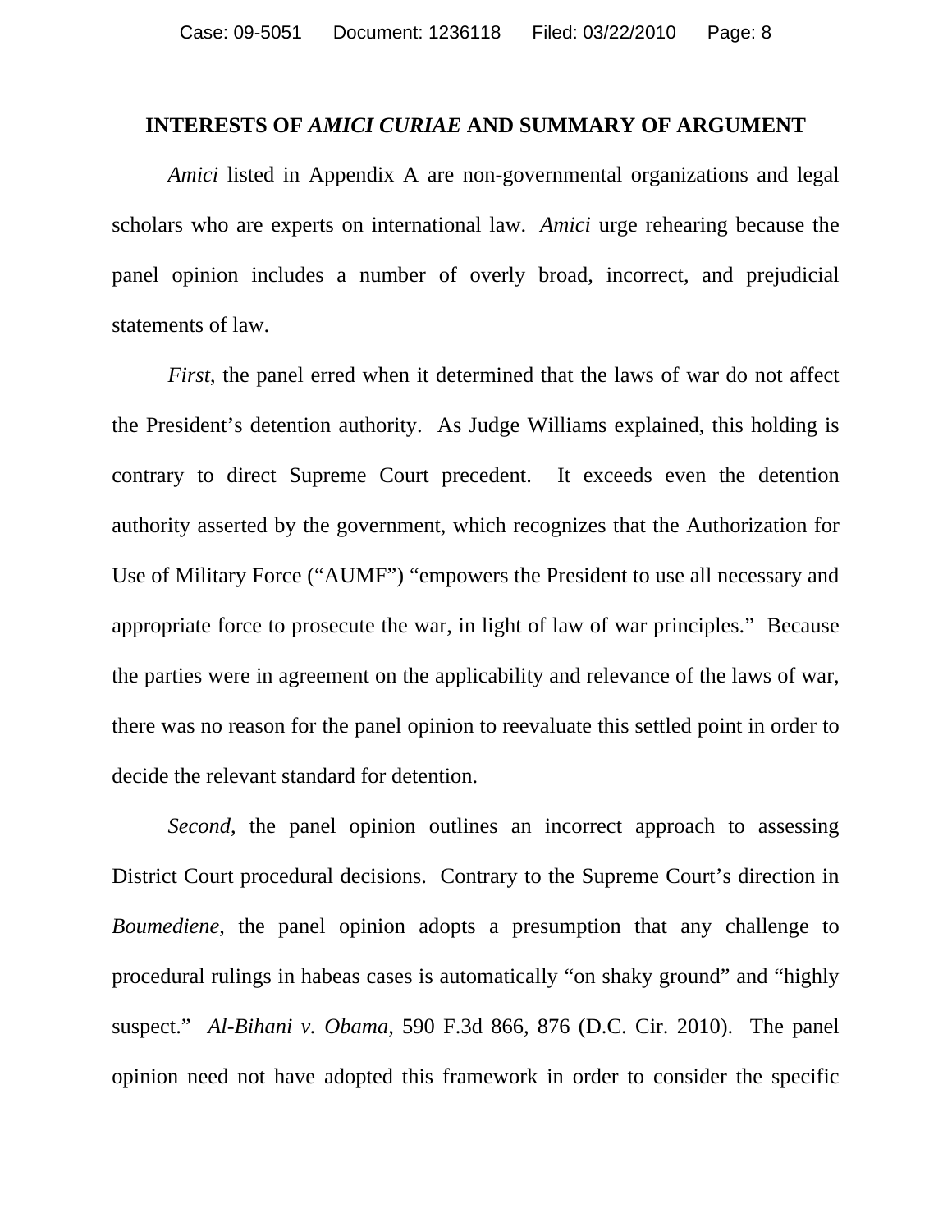## INTERESTS OF *AMICI CURIAE* AND SUMMARY OF ARGUMENT

*Amici* listed in Appendix A are non-governmental organizations and legal scholars who are experts on international law. *Amici* urge rehearing because the panel opinion includes a number of overly broad, incorrect, and prejudicial statements of law.

*First*, the panel erred when it determined that the laws of war do not affect the President's detention authority. As Judge Williams explained, this holding is contrary to direct Supreme Court precedent. It exceeds even the detention authority asserted by the government, which recognizes that the Authorization for Use of Military Force ("AUMF") "empowers the President to use all necessary and appropriate force to prosecute the war, in light of law of war principles." Because the parties were in agreement on the applicability and relevance of the laws of war, there was no reason for the panel opinion to reevaluate this settled point in order to decide the relevant standard for detention.

*Second*, the panel opinion outlines an incorrect approach to assessing District Court procedural decisions. Contrary to the Supreme Court's direction in *Boumediene*, the panel opinion adopts a presumption that any challenge to procedural rulings in habeas cases is automatically "on shaky ground" and "highly suspect." *Al-Bihani v. Obama*, 590 F.3d 866, 876 (D.C. Cir. 2010). The panel opinion need not have adopted this framework in order to consider the specific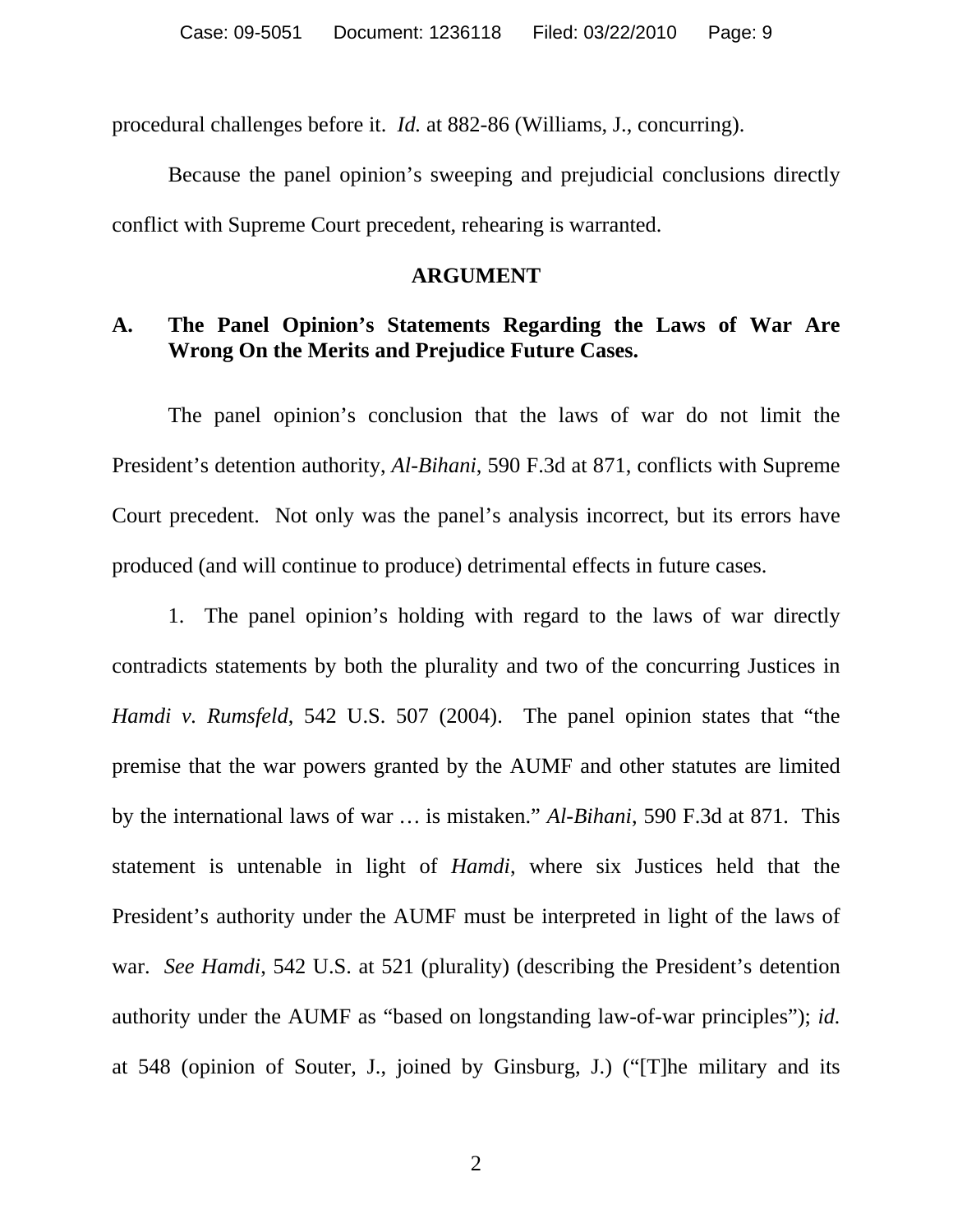procedural challenges before it. *Id.* at 882-86 (Williams, J., concurring).

Because the panel opinion's sweeping and prejudicial conclusions directly conflict with Supreme Court precedent, rehearing is warranted.

## ARGUMENT

### A. The Panel Opinion's Statements Regarding the Laws of War Are Wrong On the Merits and Prejudice Future Cases.

The panel opinion's conclusion that the laws of war do not limit the President's detention authority, *Al-Bihani*, 590 F.3d at 871, conflicts with Supreme Court precedent. Not only was the panel's analysis incorrect, but its errors have produced (and will continue to produce) detrimental effects in future cases.

1. The panel opinion's holding with regard to the laws of war directly contradicts statements by both the plurality and two of the concurring Justices in *Hamdi v. Rumsfeld*, 542 U.S. 507 (2004). The panel opinion states that "the premise that the war powers granted by the AUMF and other statutes are limited by the international laws of war … is mistaken." *Al-Bihani*, 590 F.3d at 871. This statement is untenable in light of *Hamdi*, where six Justices held that the President's authority under the AUMF must be interpreted in light of the laws of war. *See Hamdi*, 542 U.S. at 521 (plurality) (describing the President's detention authority under the AUMF as "based on longstanding law-of-war principles"); *id.* at 548 (opinion of Souter, J., joined by Ginsburg, J.) ("[T]he military and its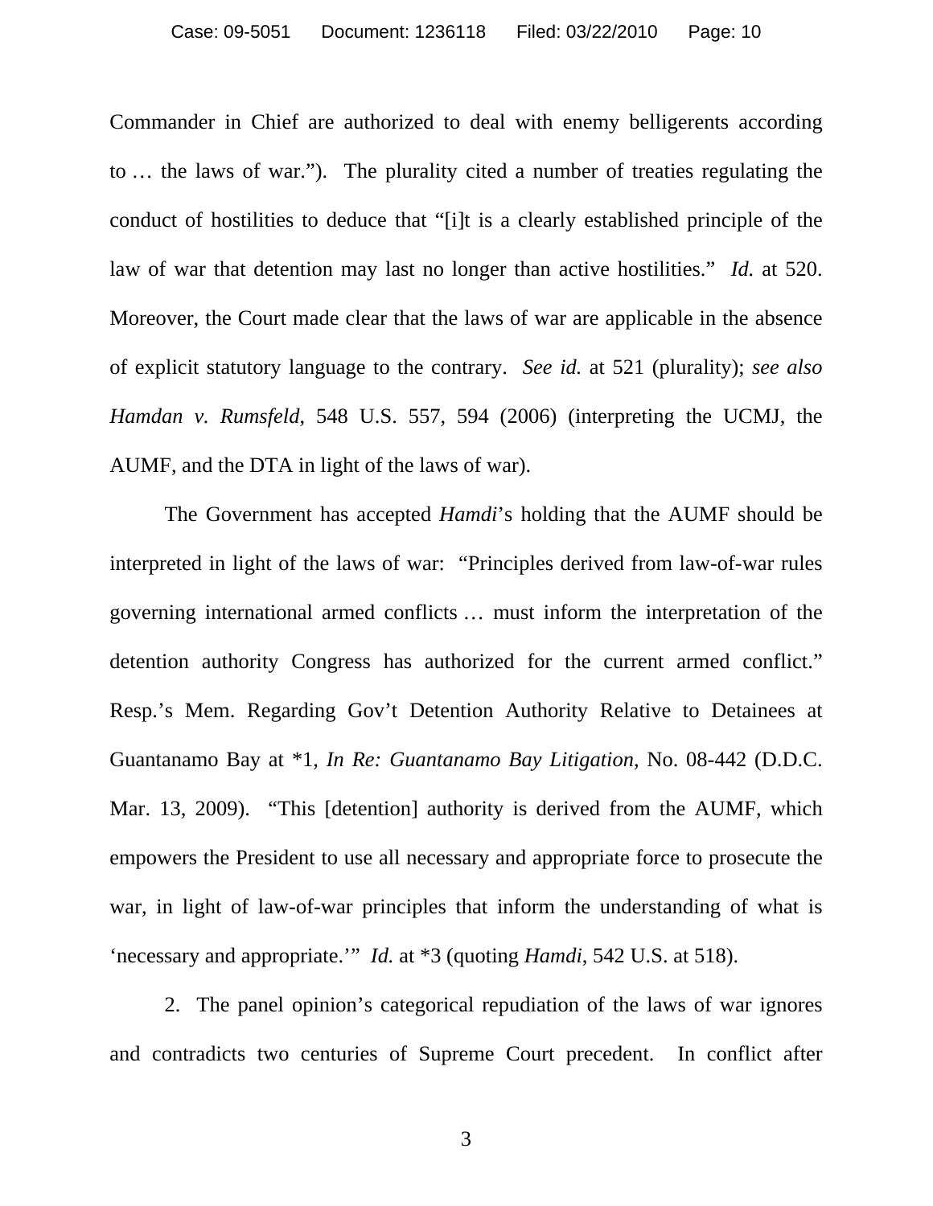Commander in Chief are authorized to deal with enemy belligerents according to … the laws of war."). The plurality cited a number of treaties regulating the conduct of hostilities to deduce that "[i]t is a clearly established principle of the law of war that detention may last no longer than active hostilities." *Id.* at 520. Moreover, the Court made clear that the laws of war are applicable in the absence of explicit statutory language to the contrary. *See id.* at 521 (plurality); *see also Hamdan v. Rumsfeld*, 548 U.S. 557, 594 (2006) (interpreting the UCMJ, the AUMF, and the DTA in light of the laws of war).

The Government has accepted *Hamdi*'s holding that the AUMF should be interpreted in light of the laws of war: "Principles derived from law-of-war rules governing international armed conflicts … must inform the interpretation of the detention authority Congress has authorized for the current armed conflict." Resp.'s Mem. Regarding Gov't Detention Authority Relative to Detainees at Guantanamo Bay at *1, *In Re: Guantanamo Bay Litigation*, No. 08-442 (D.D.C. Mar. 13, 2009). "This [detention] authority is derived from the AUMF, which empowers the President to use all necessary and appropriate force to prosecute the war, in light of law-of-war principles that inform the understanding of what is 'necessary and appropriate.'" *Id.* at *3 (quoting *Hamdi*, 542 U.S. at 518).

2. The panel opinion's categorical repudiation of the laws of war ignores and contradicts two centuries of Supreme Court precedent. In conflict after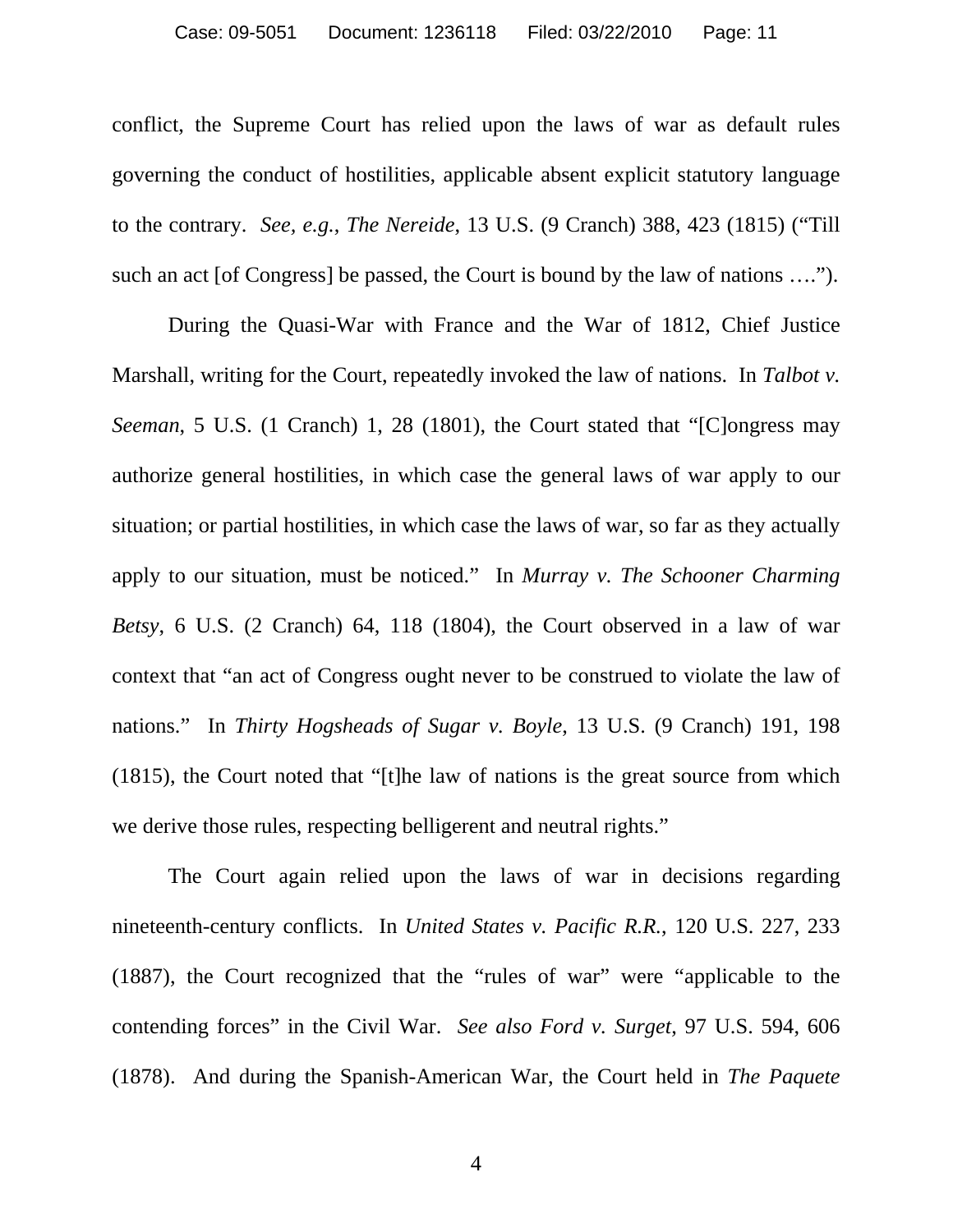conflict, the Supreme Court has relied upon the laws of war as default rules governing the conduct of hostilities, applicable absent explicit statutory language to the contrary. *See, e.g.*, *The Nereide*, 13 U.S. (9 Cranch) 388, 423 (1815) ("Till such an act [of Congress] be passed, the Court is bound by the law of nations ….").

During the Quasi-War with France and the War of 1812, Chief Justice Marshall, writing for the Court, repeatedly invoked the law of nations. In *Talbot v. Seeman*, 5 U.S. (1 Cranch) 1, 28 (1801), the Court stated that "[C]ongress may authorize general hostilities, in which case the general laws of war apply to our situation; or partial hostilities, in which case the laws of war, so far as they actually apply to our situation, must be noticed." In *Murray v. The Schooner Charming Betsy*, 6 U.S. (2 Cranch) 64, 118 (1804), the Court observed in a law of war context that "an act of Congress ought never to be construed to violate the law of nations." In *Thirty Hogsheads of Sugar v. Boyle*, 13 U.S. (9 Cranch) 191, 198 (1815), the Court noted that "[t]he law of nations is the great source from which we derive those rules, respecting belligerent and neutral rights."

The Court again relied upon the laws of war in decisions regarding nineteenth-century conflicts. In *United States v. Pacific R.R.*, 120 U.S. 227, 233 (1887), the Court recognized that the "rules of war" were "applicable to the contending forces" in the Civil War. *See also Ford v. Surget*, 97 U.S. 594, 606 (1878). And during the Spanish-American War, the Court held in *The Paquete*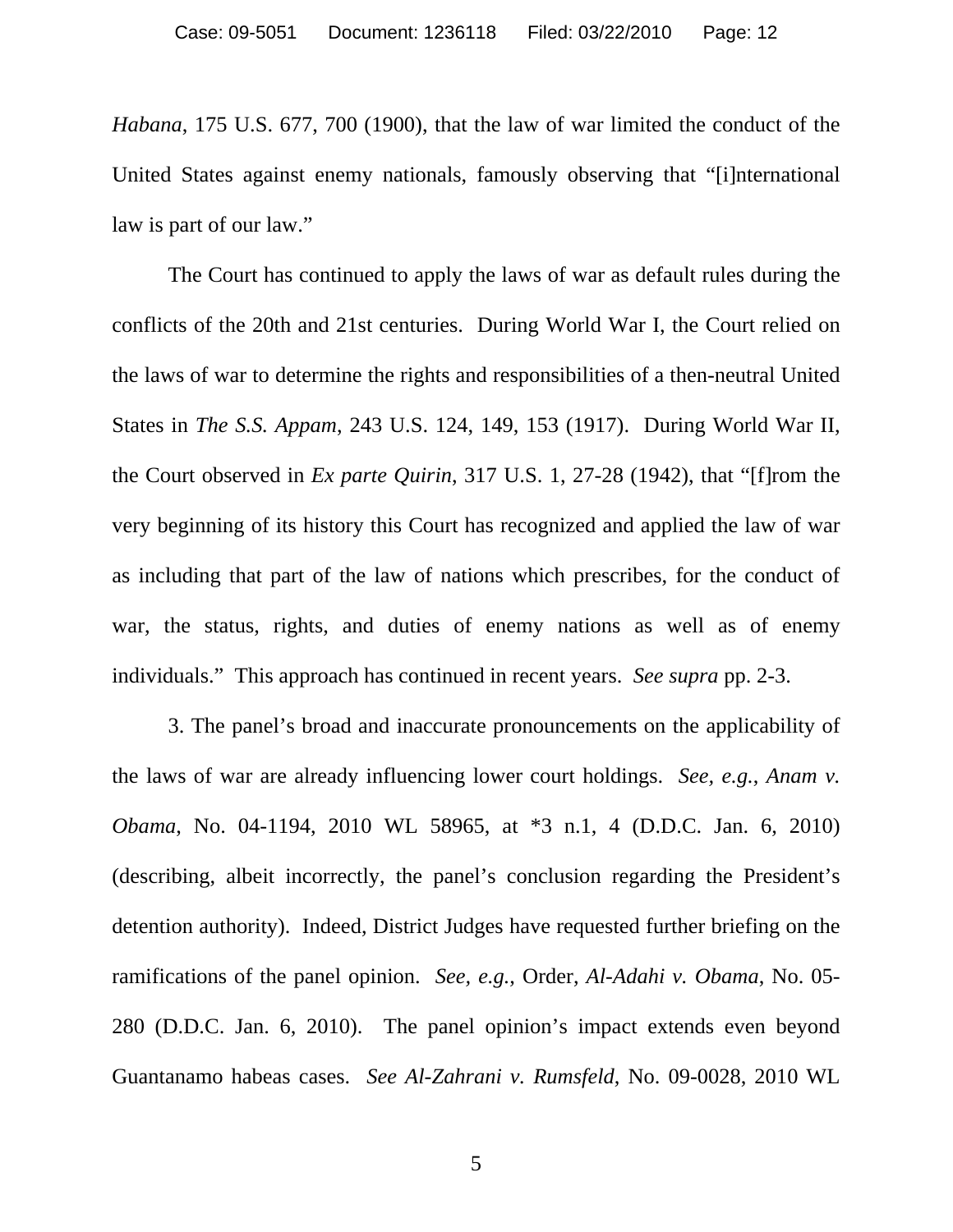*Habana*, 175 U.S. 677, 700 (1900), that the law of war limited the conduct of the United States against enemy nationals, famously observing that "[i]nternational law is part of our law."

The Court has continued to apply the laws of war as default rules during the conflicts of the 20th and 21st centuries. During World War I, the Court relied on the laws of war to determine the rights and responsibilities of a then-neutral United States in *The S.S. Appam*, 243 U.S. 124, 149, 153 (1917). During World War II, the Court observed in *Ex parte Quirin*, 317 U.S. 1, 27-28 (1942), that "[f]rom the very beginning of its history this Court has recognized and applied the law of war as including that part of the law of nations which prescribes, for the conduct of war, the status, rights, and duties of enemy nations as well as of enemy individuals." This approach has continued in recent years. *See supra* pp. 2-3.

3. The panel's broad and inaccurate pronouncements on the applicability of the laws of war are already influencing lower court holdings. *See, e.g.*, *Anam v. Obama*, No. 04-1194, 2010 WL 58965, at *3 n.1, 4 (D.D.C. Jan. 6, 2010) (describing, albeit incorrectly, the panel's conclusion regarding the President's detention authority). Indeed, District Judges have requested further briefing on the ramifications of the panel opinion. *See, e.g.*, Order, *Al-Adahi v. Obama*, No. 05-280 (D.D.C. Jan. 6, 2010). The panel opinion's impact extends even beyond Guantanamo habeas cases. *See Al-Zahrani v. Rumsfeld*, No. 09-0028, 2010 WL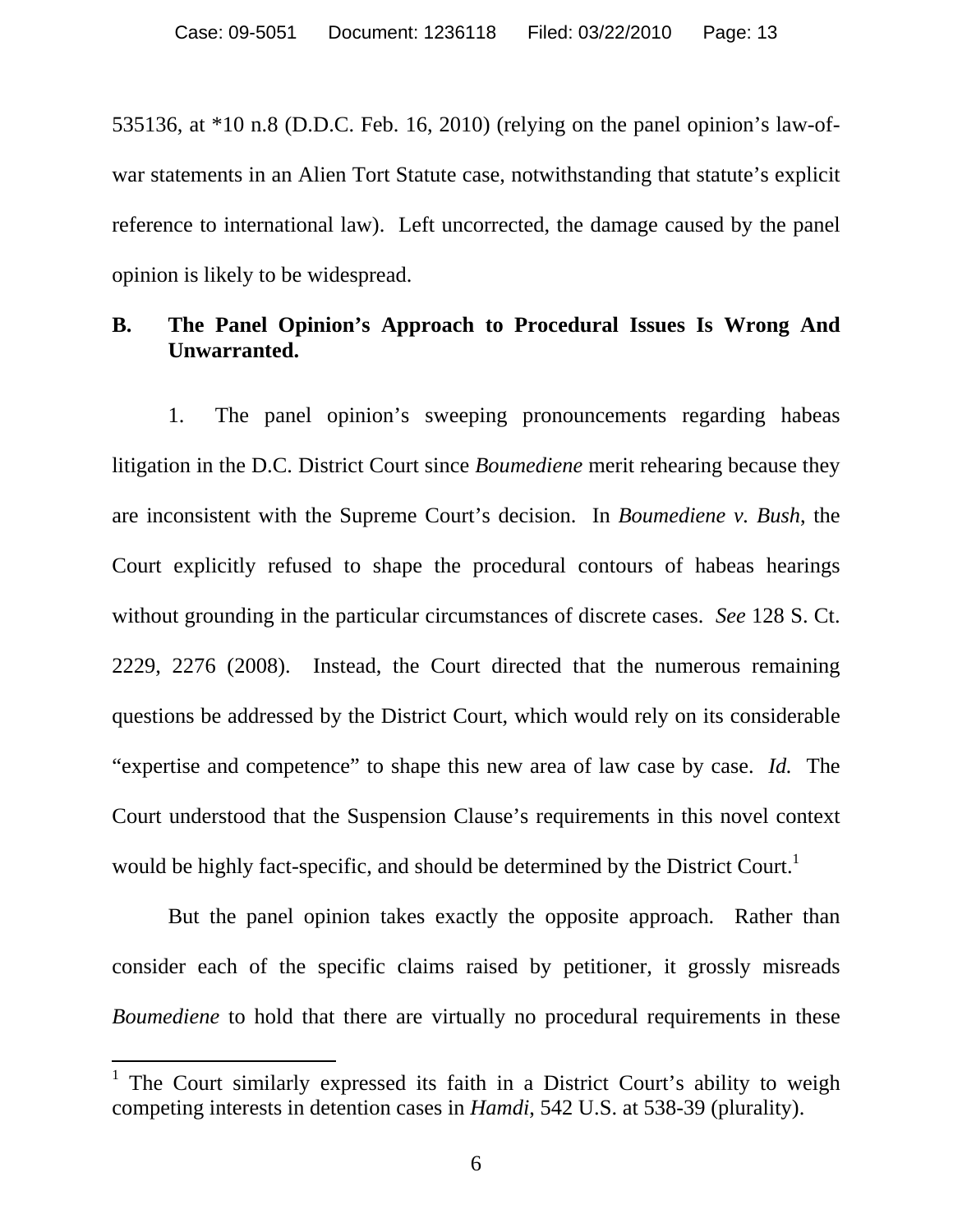535136, at *10 n.8 (D.D.C. Feb. 16, 2010) (relying on the panel opinion's law-of-war statements in an Alien Tort Statute case, notwithstanding that statute's explicit reference to international law). Left uncorrected, the damage caused by the panel opinion is likely to be widespread.

**B. The Panel Opinion's Approach to Procedural Issues Is Wrong And Unwarranted.**

1. The panel opinion's sweeping pronouncements regarding habeas litigation in the D.C. District Court since *Boumediene* merit rehearing because they are inconsistent with the Supreme Court's decision. In *Boumediene v. Bush*, the Court explicitly refused to shape the procedural contours of habeas hearings without grounding in the particular circumstances of discrete cases. *See* 128 S. Ct. 2229, 2276 (2008). Instead, the Court directed that the numerous remaining questions be addressed by the District Court, which would rely on its considerable "expertise and competence" to shape this new area of law case by case. *Id.* The Court understood that the Suspension Clause's requirements in this novel context would be highly fact-specific, and should be determined by the District Court.[1]

But the panel opinion takes exactly the opposite approach. Rather than consider each of the specific claims raised by petitioner, it grossly misreads *Boumediene* to hold that there are virtually no procedural requirements in these

[1] The Court similarly expressed its faith in a District Court's ability to weigh competing interests in detention cases in *Hamdi*, 542 U.S. at 538-39 (plurality).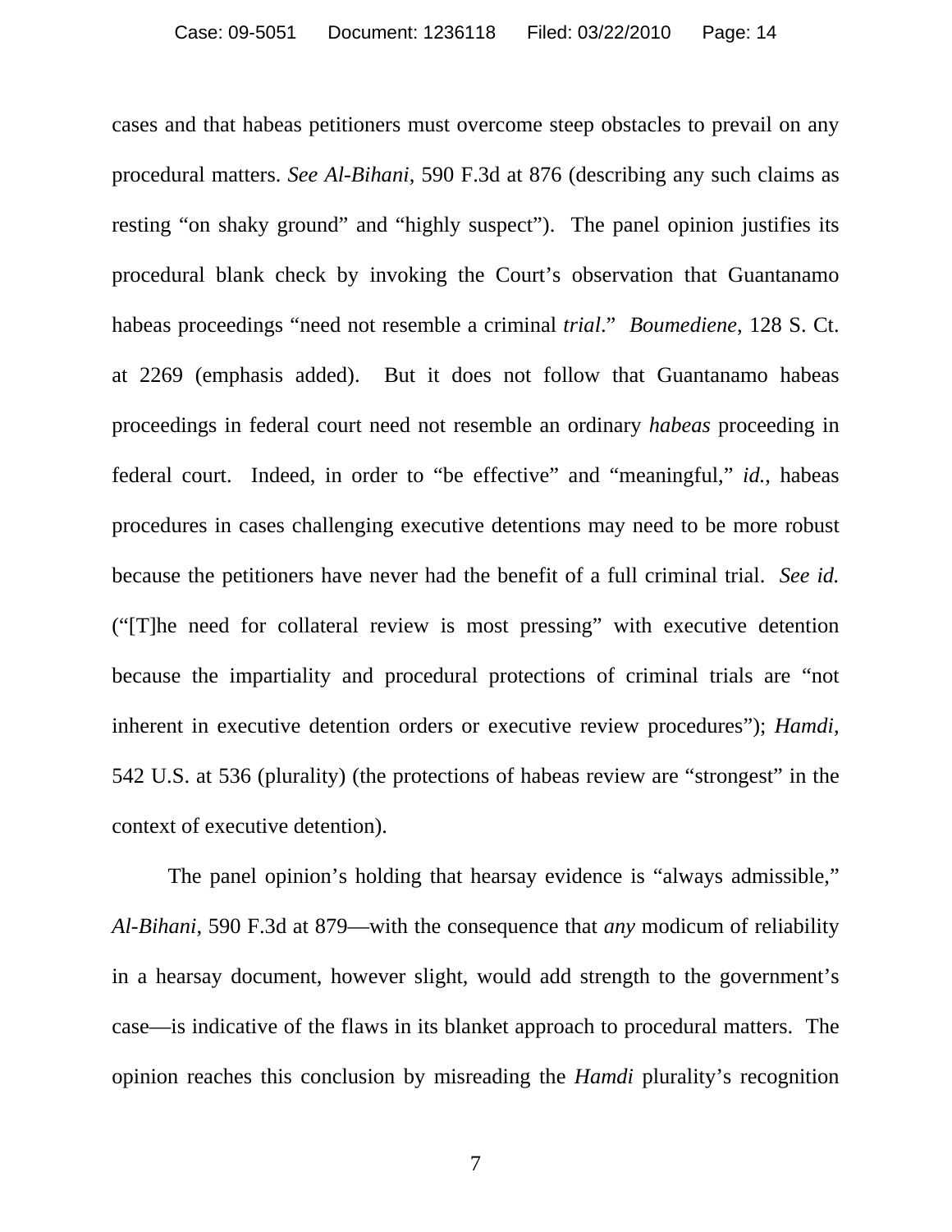cases and that habeas petitioners must overcome steep obstacles to prevail on any procedural matters. *See Al-Bihani*, 590 F.3d at 876 (describing any such claims as resting "on shaky ground" and "highly suspect"). The panel opinion justifies its procedural blank check by invoking the Court's observation that Guantanamo habeas proceedings "need not resemble a criminal *trial*." *Boumediene*, 128 S. Ct. at 2269 (emphasis added). But it does not follow that Guantanamo habeas proceedings in federal court need not resemble an ordinary *habeas* proceeding in federal court. Indeed, in order to "be effective" and "meaningful," *id.*, habeas procedures in cases challenging executive detentions may need to be more robust because the petitioners have never had the benefit of a full criminal trial. *See id.* ("[T]he need for collateral review is most pressing" with executive detention because the impartiality and procedural protections of criminal trials are "not inherent in executive detention orders or executive review procedures"); *Hamdi*, 542 U.S. at 536 (plurality) (the protections of habeas review are "strongest" in the context of executive detention).

The panel opinion's holding that hearsay evidence is "always admissible," *Al-Bihani*, 590 F.3d at 879—with the consequence that *any* modicum of reliability in a hearsay document, however slight, would add strength to the government's case—is indicative of the flaws in its blanket approach to procedural matters. The opinion reaches this conclusion by misreading the *Hamdi* plurality's recognition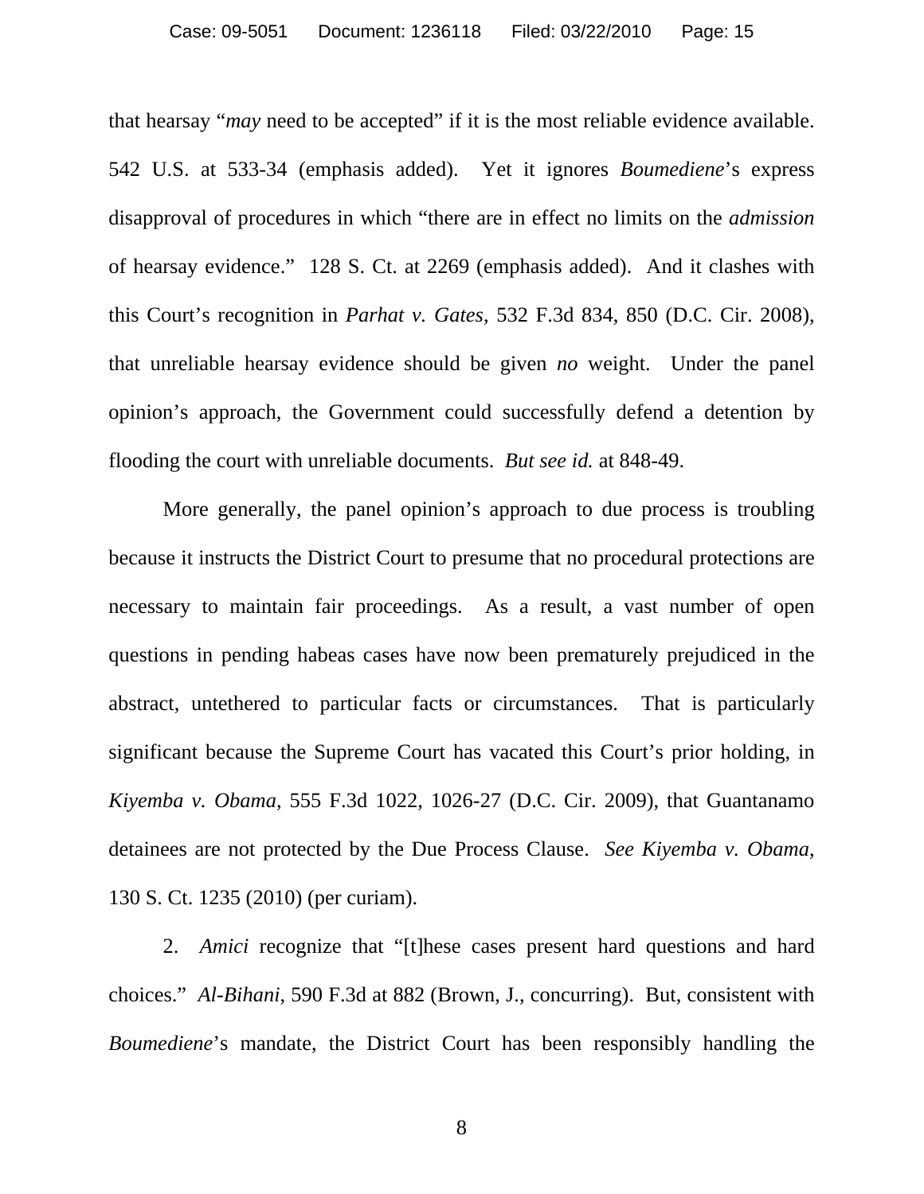that hearsay "*may* need to be accepted" if it is the most reliable evidence available. 542 U.S. at 533-34 (emphasis added). Yet it ignores *Boumediene*'s express disapproval of procedures in which "there are in effect no limits on the *admission* of hearsay evidence." 128 S. Ct. at 2269 (emphasis added). And it clashes with this Court's recognition in *Parhat v. Gates*, 532 F.3d 834, 850 (D.C. Cir. 2008), that unreliable hearsay evidence should be given *no* weight. Under the panel opinion's approach, the Government could successfully defend a detention by flooding the court with unreliable documents. *But see id.* at 848-49.

More generally, the panel opinion's approach to due process is troubling because it instructs the District Court to presume that no procedural protections are necessary to maintain fair proceedings. As a result, a vast number of open questions in pending habeas cases have now been prematurely prejudiced in the abstract, untethered to particular facts or circumstances. That is particularly significant because the Supreme Court has vacated this Court's prior holding, in *Kiyemba v. Obama*, 555 F.3d 1022, 1026-27 (D.C. Cir. 2009), that Guantanamo detainees are not protected by the Due Process Clause. *See Kiyemba v. Obama*, 130 S. Ct. 1235 (2010) (per curiam).

2. *Amici* recognize that "[t]hese cases present hard questions and hard choices." *Al-Bihani*, 590 F.3d at 882 (Brown, J., concurring). But, consistent with *Boumediene*'s mandate, the District Court has been responsibly handling the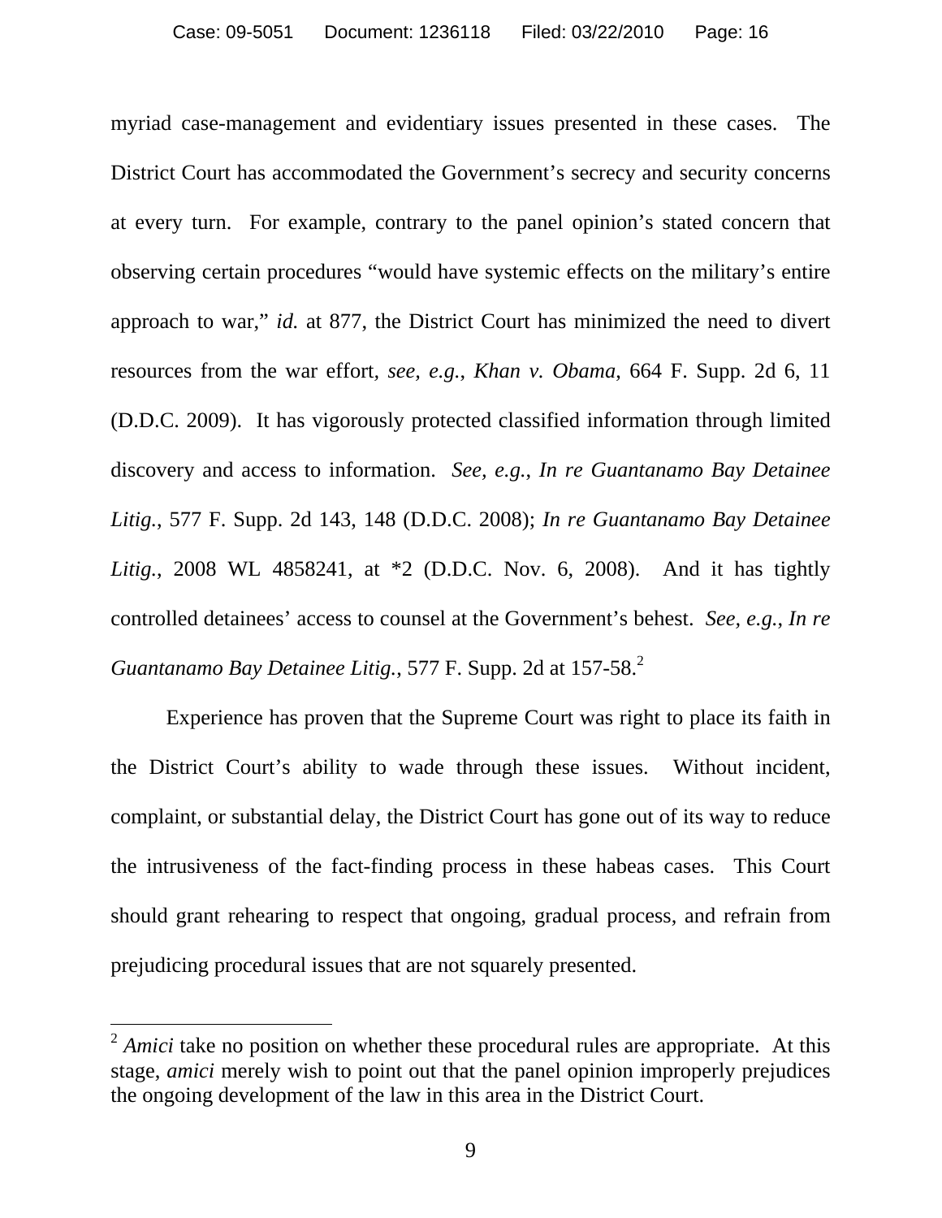myriad case-management and evidentiary issues presented in these cases. The District Court has accommodated the Government's secrecy and security concerns at every turn. For example, contrary to the panel opinion's stated concern that observing certain procedures "would have systemic effects on the military's entire approach to war," *id.* at 877, the District Court has minimized the need to divert resources from the war effort, *see, e.g.*, *Khan v. Obama*, 664 F. Supp. 2d 6, 11 (D.D.C. 2009). It has vigorously protected classified information through limited discovery and access to information. *See, e.g.*, *In re Guantanamo Bay Detainee Litig.*, 577 F. Supp. 2d 143, 148 (D.D.C. 2008); *In re Guantanamo Bay Detainee Litig.*, 2008 WL 4858241, at *2 (D.D.C. Nov. 6, 2008). And it has tightly controlled detainees' access to counsel at the Government's behest. *See, e.g.*, *In re Guantanamo Bay Detainee Litig.*, 577 F. Supp. 2d at 157-58.[2]

Experience has proven that the Supreme Court was right to place its faith in the District Court's ability to wade through these issues. Without incident, complaint, or substantial delay, the District Court has gone out of its way to reduce the intrusiveness of the fact-finding process in these habeas cases. This Court should grant rehearing to respect that ongoing, gradual process, and refrain from prejudicing procedural issues that are not squarely presented.

---

[2] *Amici* take no position on whether these procedural rules are appropriate. At this stage, *amici* merely wish to point out that the panel opinion improperly prejudices the ongoing development of the law in this area in the District Court.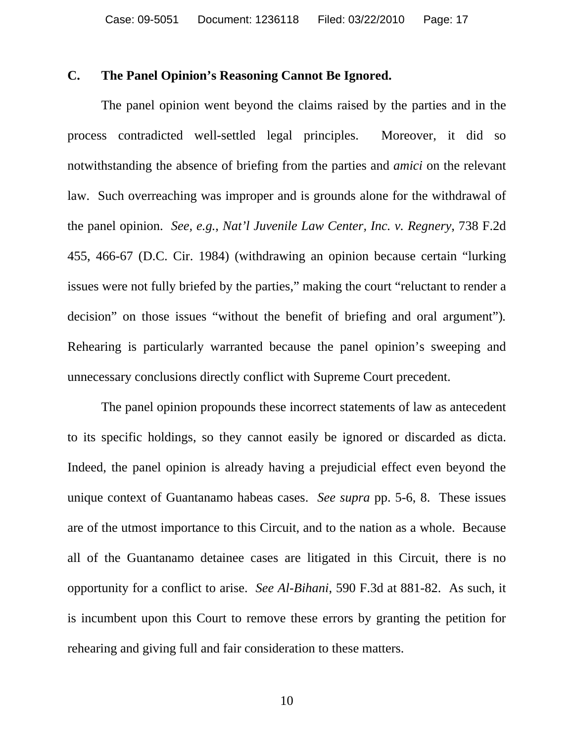### C. The Panel Opinion's Reasoning Cannot Be Ignored.

The panel opinion went beyond the claims raised by the parties and in the process contradicted well-settled legal principles. Moreover, it did so notwithstanding the absence of briefing from the parties and *amici* on the relevant law. Such overreaching was improper and is grounds alone for the withdrawal of the panel opinion. *See, e.g.*, *Nat'l Juvenile Law Center, Inc. v. Regnery*, 738 F.2d 455, 466-67 (D.C. Cir. 1984) (withdrawing an opinion because certain "lurking issues were not fully briefed by the parties," making the court "reluctant to render a decision" on those issues "without the benefit of briefing and oral argument"). Rehearing is particularly warranted because the panel opinion's sweeping and unnecessary conclusions directly conflict with Supreme Court precedent.

The panel opinion propounds these incorrect statements of law as antecedent to its specific holdings, so they cannot easily be ignored or discarded as dicta. Indeed, the panel opinion is already having a prejudicial effect even beyond the unique context of Guantanamo habeas cases. *See supra* pp. 5-6, 8. These issues are of the utmost importance to this Circuit, and to the nation as a whole. Because all of the Guantanamo detainee cases are litigated in this Circuit, there is no opportunity for a conflict to arise. *See Al-Bihani*, 590 F.3d at 881-82. As such, it is incumbent upon this Court to remove these errors by granting the petition for rehearing and giving full and fair consideration to these matters.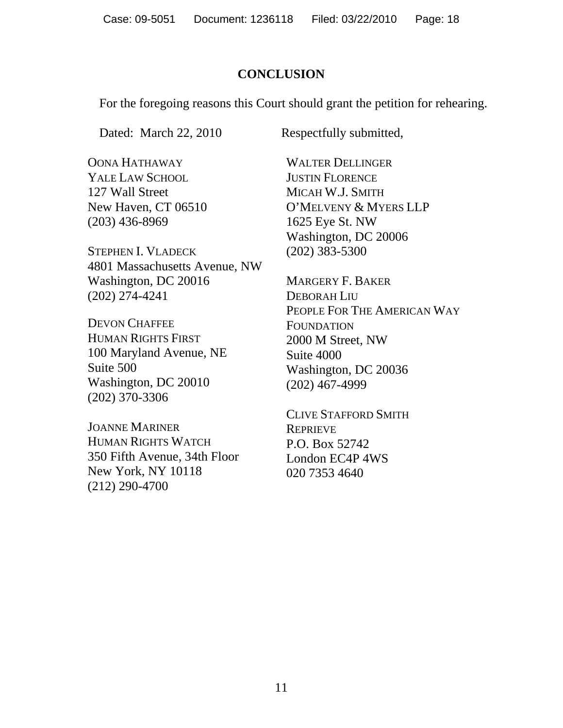# CONCLUSION

For the foregoing reasons this Court should grant the petition for rehearing.

Dated: March 22, 2010

Respectfully submitted,

OONA HATHAWAY
YALE LAW SCHOOL
127 Wall Street
New Haven, CT 06510
(203) 436-8969

STEPHEN I. VLADECK
4801 Massachusetts Avenue, NW
Washington, DC 20016
(202) 274-4241

DEVON CHAFFEE
HUMAN RIGHTS FIRST
100 Maryland Avenue, NE
Suite 500
Washington, DC 20010
(202) 370-3306

JOANNE MARINER
HUMAN RIGHTS WATCH
350 Fifth Avenue, 34th Floor
New York, NY 10118
(212) 290-4700

WALTER DELLINGER
JUSTIN FLORENCE
MICAH W.J. SMITH
O'MELVENY & MYERS LLP
1625 Eye St. NW
Washington, DC 20006
(202) 383-5300

MARGERY F. BAKER
DEBORAH LIU
PEOPLE FOR THE AMERICAN WAY FOUNDATION
2000 M Street, NW
Suite 4000
Washington, DC 20036
(202) 467-4999

CLIVE STAFFORD SMITH
REPRIEVE
P.O. Box 52742
London EC4P 4WS
020 7353 4640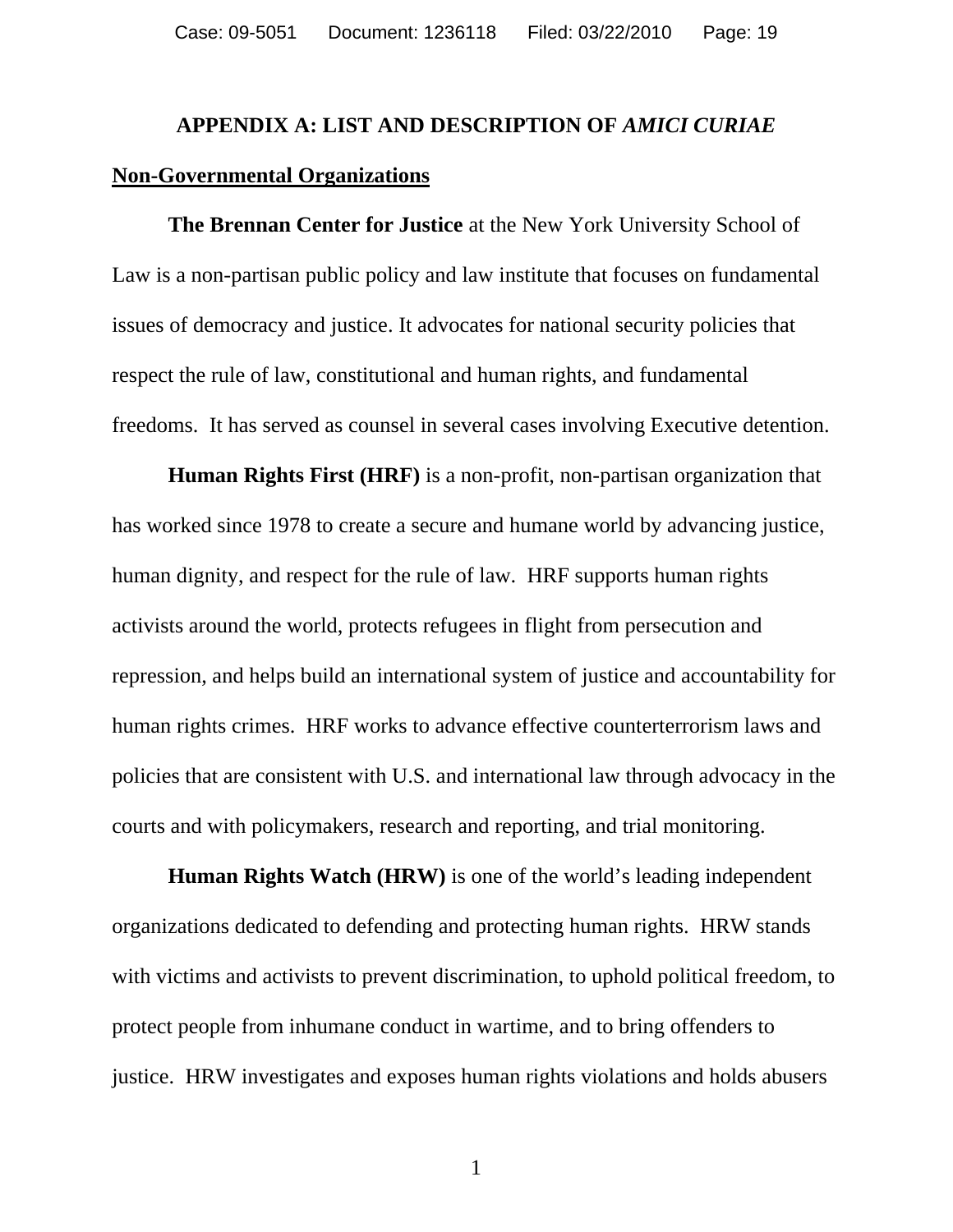# APPENDIX A: LIST AND DESCRIPTION OF *AMICI CURIAE*

## <u>Non-Governmental Organizations</u>

**The Brennan Center for Justice** at the New York University School of Law is a non-partisan public policy and law institute that focuses on fundamental issues of democracy and justice. It advocates for national security policies that respect the rule of law, constitutional and human rights, and fundamental freedoms. It has served as counsel in several cases involving Executive detention.

**Human Rights First (HRF)** is a non-profit, non-partisan organization that has worked since 1978 to create a secure and humane world by advancing justice, human dignity, and respect for the rule of law. HRF supports human rights activists around the world, protects refugees in flight from persecution and repression, and helps build an international system of justice and accountability for human rights crimes. HRF works to advance effective counterterrorism laws and policies that are consistent with U.S. and international law through advocacy in the courts and with policymakers, research and reporting, and trial monitoring.

**Human Rights Watch (HRW)** is one of the world's leading independent organizations dedicated to defending and protecting human rights. HRW stands with victims and activists to prevent discrimination, to uphold political freedom, to protect people from inhumane conduct in wartime, and to bring offenders to justice. HRW investigates and exposes human rights violations and holds abusers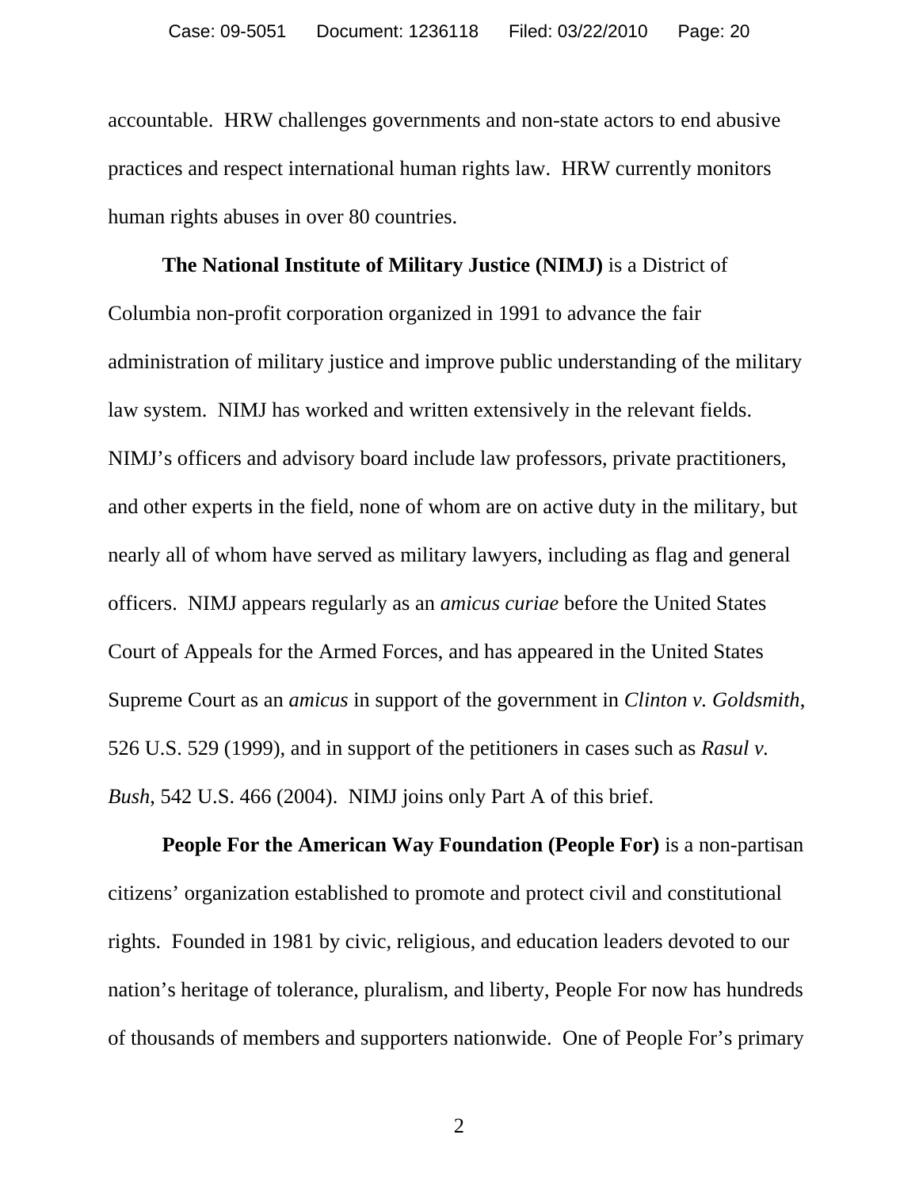accountable. HRW challenges governments and non-state actors to end abusive practices and respect international human rights law. HRW currently monitors human rights abuses in over 80 countries.

**The National Institute of Military Justice (NIMJ)** is a District of Columbia non-profit corporation organized in 1991 to advance the fair administration of military justice and improve public understanding of the military law system. NIMJ has worked and written extensively in the relevant fields. NIMJ's officers and advisory board include law professors, private practitioners, and other experts in the field, none of whom are on active duty in the military, but nearly all of whom have served as military lawyers, including as flag and general officers. NIMJ appears regularly as an *amicus curiae* before the United States Court of Appeals for the Armed Forces, and has appeared in the United States Supreme Court as an *amicus* in support of the government in *Clinton v. Goldsmith*, 526 U.S. 529 (1999), and in support of the petitioners in cases such as *Rasul v. Bush*, 542 U.S. 466 (2004). NIMJ joins only Part A of this brief.

**People For the American Way Foundation (People For)** is a non-partisan citizens' organization established to promote and protect civil and constitutional rights. Founded in 1981 by civic, religious, and education leaders devoted to our nation's heritage of tolerance, pluralism, and liberty, People For now has hundreds of thousands of members and supporters nationwide. One of People For's primary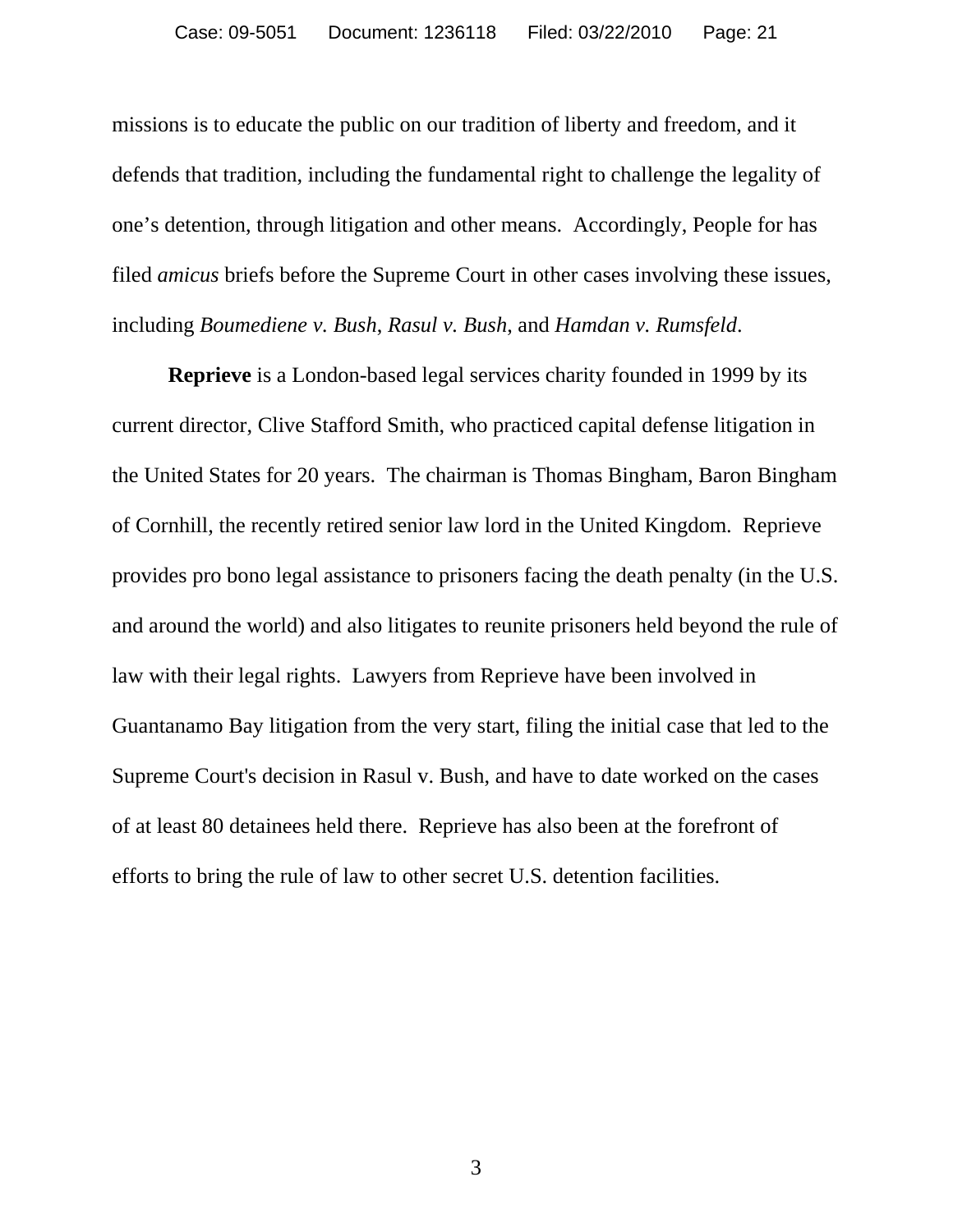missions is to educate the public on our tradition of liberty and freedom, and it defends that tradition, including the fundamental right to challenge the legality of one's detention, through litigation and other means. Accordingly, People for has filed *amicus* briefs before the Supreme Court in other cases involving these issues, including *Boumediene v. Bush*, *Rasul v. Bush*, and *Hamdan v. Rumsfeld*.

**Reprieve** is a London-based legal services charity founded in 1999 by its current director, Clive Stafford Smith, who practiced capital defense litigation in the United States for 20 years. The chairman is Thomas Bingham, Baron Bingham of Cornhill, the recently retired senior law lord in the United Kingdom. Reprieve provides pro bono legal assistance to prisoners facing the death penalty (in the U.S. and around the world) and also litigates to reunite prisoners held beyond the rule of law with their legal rights. Lawyers from Reprieve have been involved in Guantanamo Bay litigation from the very start, filing the initial case that led to the Supreme Court's decision in Rasul v. Bush, and have to date worked on the cases of at least 80 detainees held there. Reprieve has also been at the forefront of efforts to bring the rule of law to other secret U.S. detention facilities.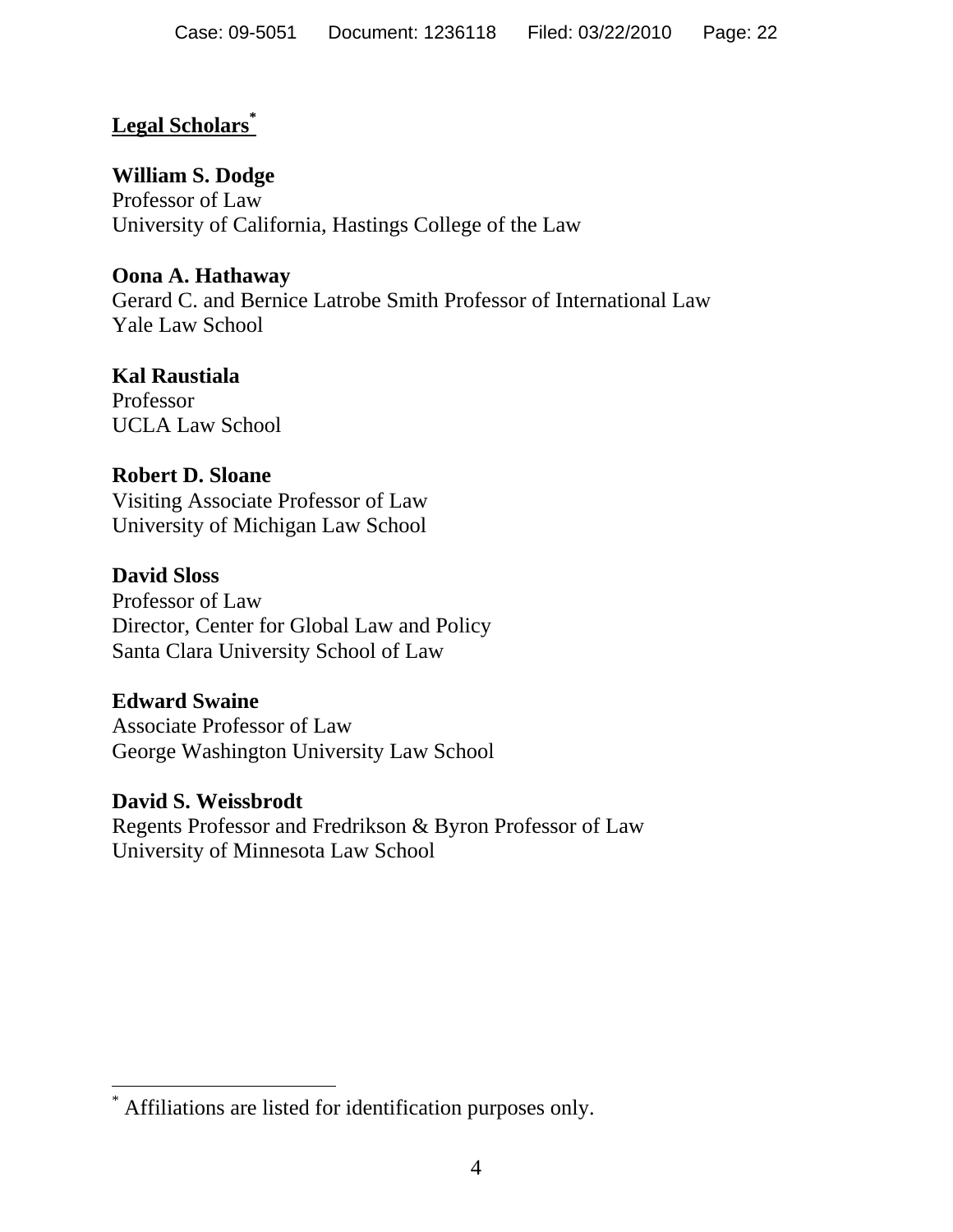**Legal Scholars**[*]

**William S. Dodge**
Professor of Law
University of California, Hastings College of the Law

**Oona A. Hathaway**
Gerard C. and Bernice Latrobe Smith Professor of International Law
Yale Law School

**Kal Raustiala**
Professor
UCLA Law School

**Robert D. Sloane**
Visiting Associate Professor of Law
University of Michigan Law School

**David Sloss**
Professor of Law
Director, Center for Global Law and Policy
Santa Clara University School of Law

**Edward Swaine**
Associate Professor of Law
George Washington University Law School

**David S. Weissbrodt**
Regents Professor and Fredrikson & Byron Professor of Law
University of Minnesota Law School

---

[*] Affiliations are listed for identification purposes only.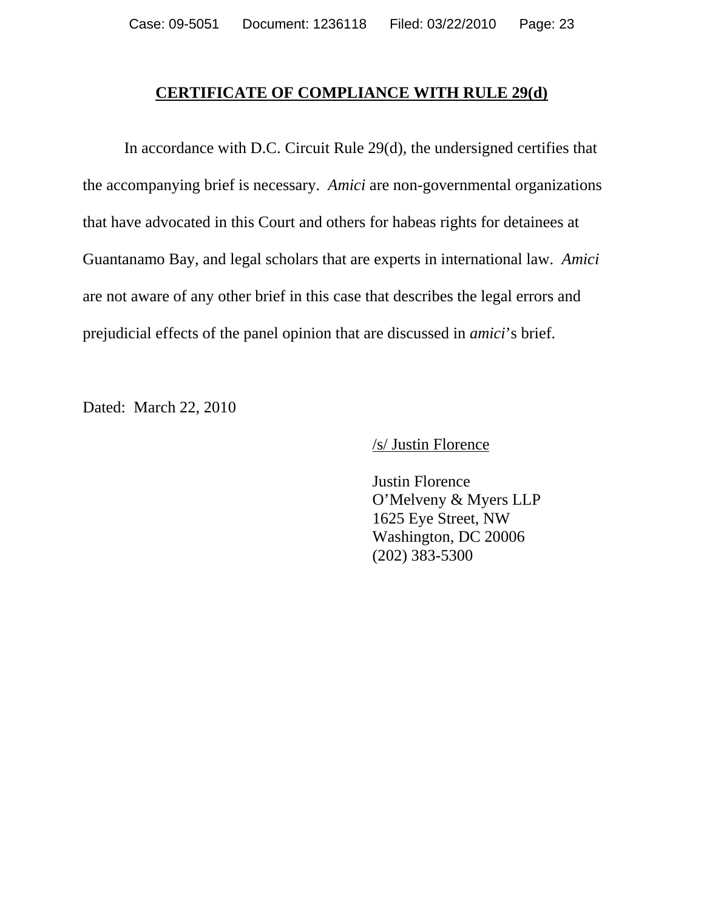## **CERTIFICATE OF COMPLIANCE WITH RULE 29(d)**

In accordance with D.C. Circuit Rule 29(d), the undersigned certifies that the accompanying brief is necessary. *Amici* are non-governmental organizations that have advocated in this Court and others for habeas rights for detainees at Guantanamo Bay, and legal scholars that are experts in international law. *Amici* are not aware of any other brief in this case that describes the legal errors and prejudicial effects of the panel opinion that are discussed in *amici*'s brief.

Dated: March 22, 2010

/s/ Justin Florence

Justin Florence
O'Melveny & Myers LLP
1625 Eye Street, NW
Washington, DC 20006
(202) 383-5300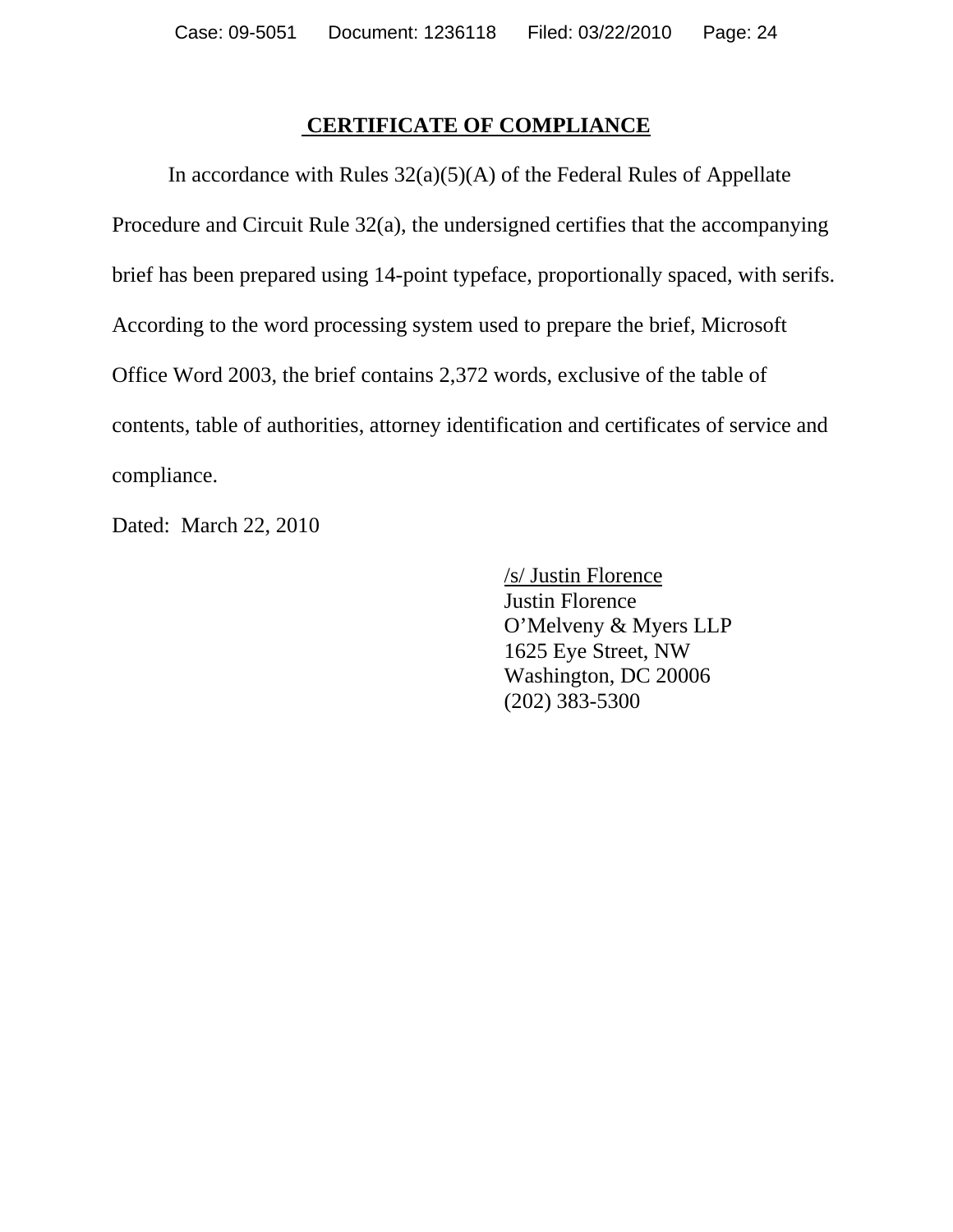## CERTIFICATE OF COMPLIANCE

In accordance with Rules 32(a)(5)(A) of the Federal Rules of Appellate Procedure and Circuit Rule 32(a), the undersigned certifies that the accompanying brief has been prepared using 14-point typeface, proportionally spaced, with serifs. According to the word processing system used to prepare the brief, Microsoft Office Word 2003, the brief contains 2,372 words, exclusive of the table of contents, table of authorities, attorney identification and certificates of service and compliance.

Dated: March 22, 2010

/s/ Justin Florence
Justin Florence
O'Melveny & Myers LLP
1625 Eye Street, NW
Washington, DC 20006
(202) 383-5300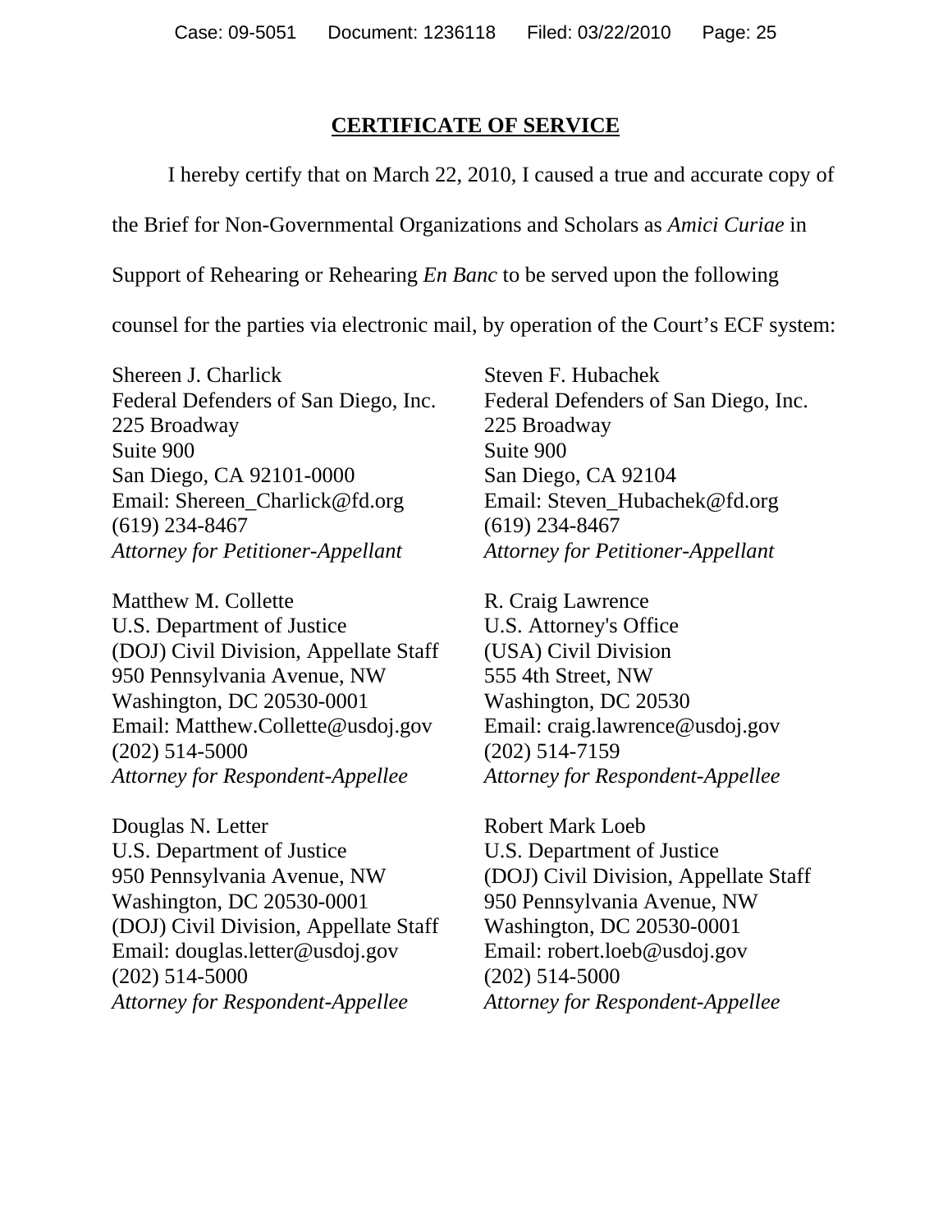## CERTIFICATE OF SERVICE

I hereby certify that on March 22, 2010, I caused a true and accurate copy of the Brief for Non-Governmental Organizations and Scholars as *Amici Curiae* in Support of Rehearing or Rehearing *En Banc* to be served upon the following counsel for the parties via electronic mail, by operation of the Court's ECF system:

Shereen J. Charlick
Federal Defenders of San Diego, Inc.
225 Broadway
Suite 900
San Diego, CA 92101-0000
Email: Shereen_Charlick@fd.org
(619) 234-8467
*Attorney for Petitioner-Appellant*

Steven F. Hubachek
Federal Defenders of San Diego, Inc.
225 Broadway
Suite 900
San Diego, CA 92104
Email: Steven_Hubachek@fd.org
(619) 234-8467
*Attorney for Petitioner-Appellant*

Matthew M. Collette
U.S. Department of Justice
(DOJ) Civil Division, Appellate Staff
950 Pennsylvania Avenue, NW
Washington, DC 20530-0001
Email: Matthew.Collette@usdoj.gov
(202) 514-5000
*Attorney for Respondent-Appellee*

R. Craig Lawrence
U.S. Attorney's Office
(USA) Civil Division
555 4th Street, NW
Washington, DC 20530
Email: craig.lawrence@usdoj.gov
(202) 514-7159
*Attorney for Respondent-Appellee*

Douglas N. Letter
U.S. Department of Justice
950 Pennsylvania Avenue, NW
Washington, DC 20530-0001
(DOJ) Civil Division, Appellate Staff
Email: douglas.letter@usdoj.gov
(202) 514-5000
*Attorney for Respondent-Appellee*

Robert Mark Loeb
U.S. Department of Justice
(DOJ) Civil Division, Appellate Staff
950 Pennsylvania Avenue, NW
Washington, DC 20530-0001
Email: robert.loeb@usdoj.gov
(202) 514-5000
*Attorney for Respondent-Appellee*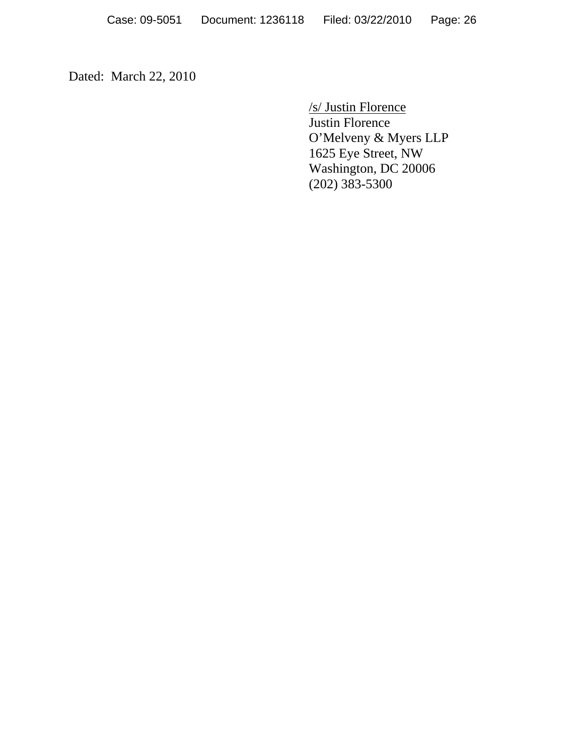Dated: March 22, 2010

/s/ Justin Florence
Justin Florence
O'Melveny & Myers LLP
1625 Eye Street, NW
Washington, DC 20006
(202) 383-5300